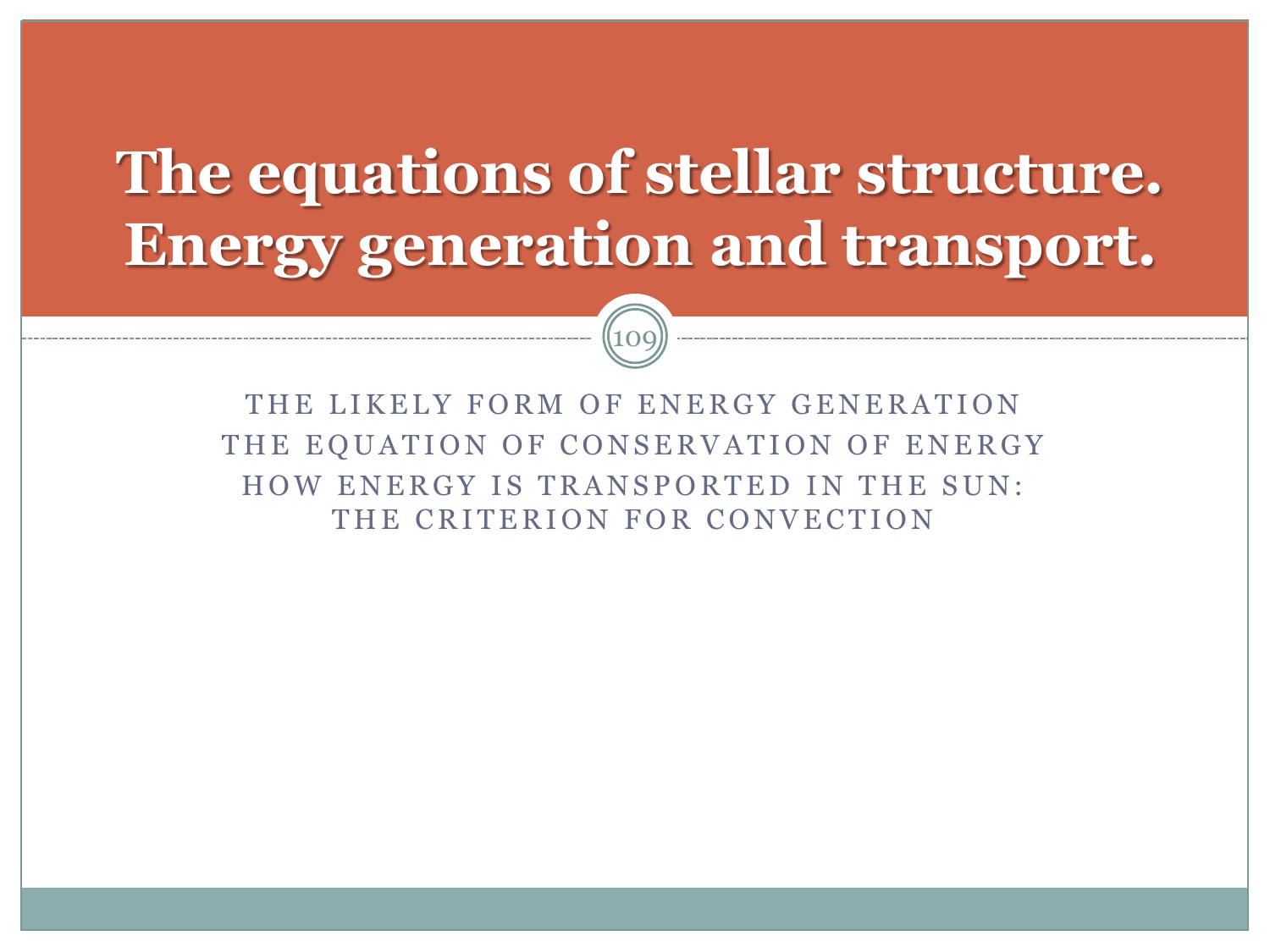# The equations of stellar structure. Energy generation and transport.

THE LIKELY FORM OF ENERGY GENERATION

THE EQUATION OF CONSERVATION OF ENERGY

HOW ENERGY IS TRANSPORTED IN THE SUN: THE CRITERION FOR CONVECTION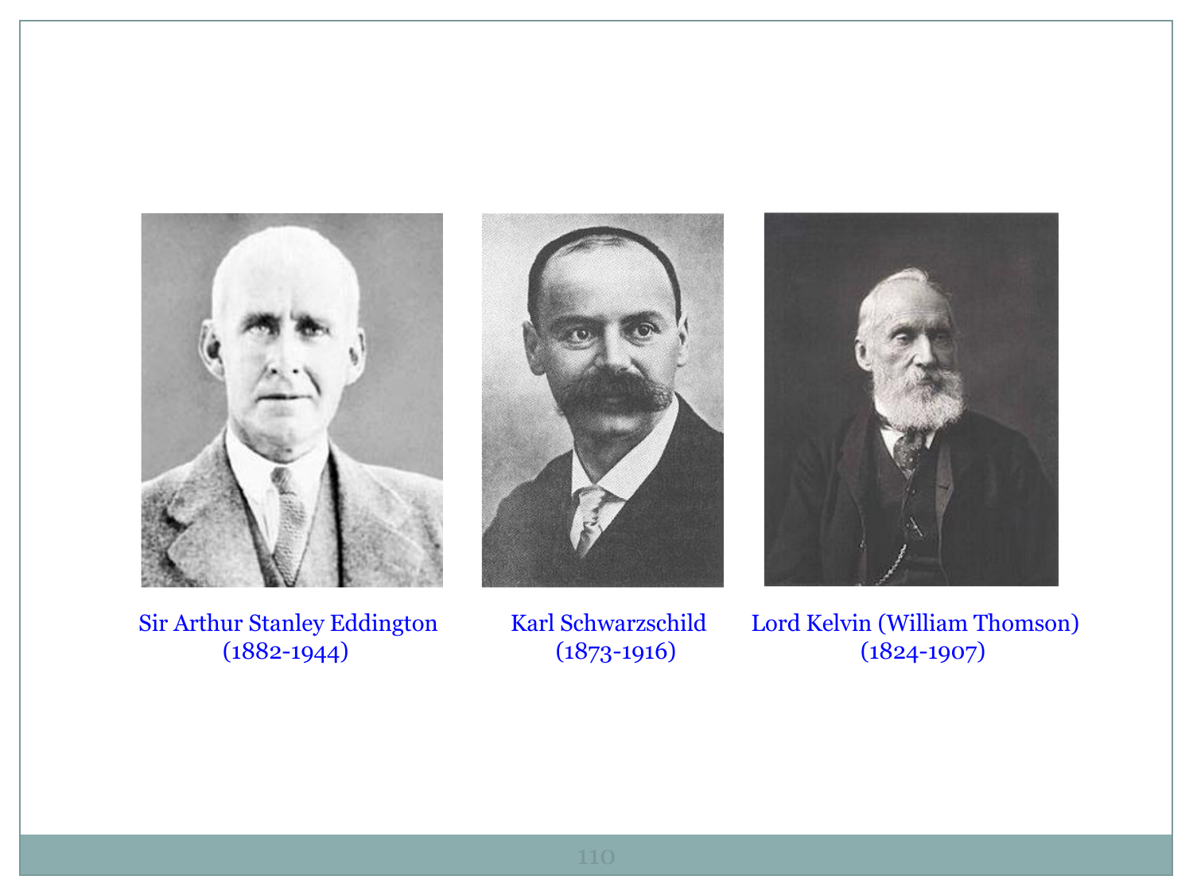Sir Arthur Stanley Eddington
(1882-1944)

Karl Schwarzschild
(1873-1916)

Lord Kelvin (William Thomson)
(1824-1907)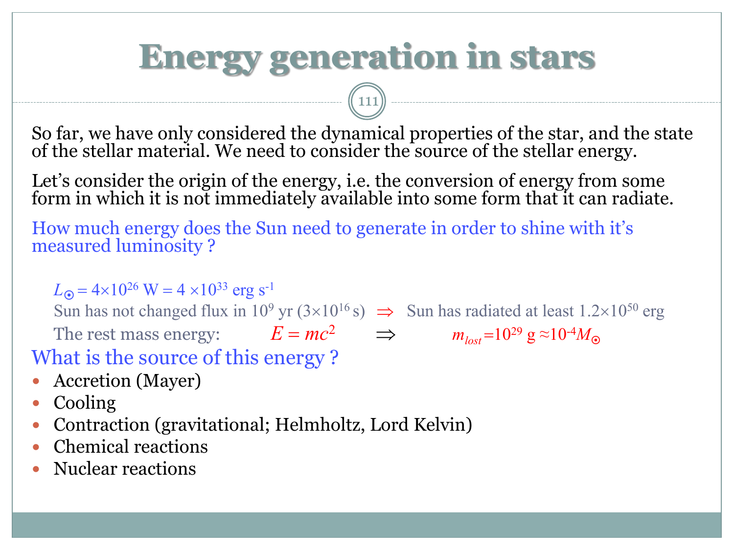# Energy generation in stars

So far, we have only considered the dynamical properties of the star, and the state of the stellar material. We need to consider the source of the stellar energy.

Let's consider the origin of the energy, i.e. the conversion of energy from some form in which it is not immediately available into some form that it can radiate.

How much energy does the Sun need to generate in order to shine with it's measured luminosity ?

$L_{\odot} = 4\times10^{26}$ W $= 4\times10^{33}$ erg s$^{-1}$

Sun has not changed flux in $10^9$ yr ($3\times10^{16}$ s) $\Rightarrow$ Sun has radiated at least $1.2\times10^{50}$ erg

The rest mass energy: $E = mc^2$ $\Rightarrow$ $m_{lost} = 10^{29}$ g $\approx 10^{-4} M_{\odot}$

What is the source of this energy ?

- Accretion (Mayer)
- Cooling
- Contraction (gravitational; Helmholtz, Lord Kelvin)
- Chemical reactions
- Nuclear reactions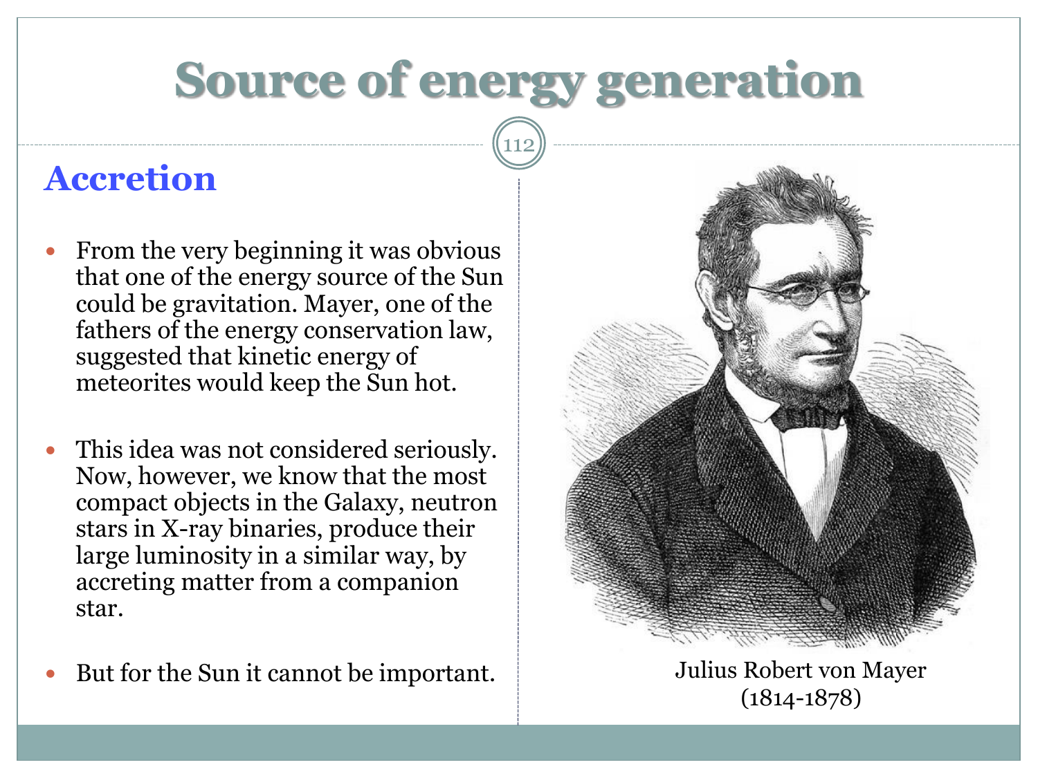# Source of energy generation

## Accretion

- From the very beginning it was obvious that one of the energy source of the Sun could be gravitation. Mayer, one of the fathers of the energy conservation law, suggested that kinetic energy of meteorites would keep the Sun hot.

- This idea was not considered seriously. Now, however, we know that the most compact objects in the Galaxy, neutron stars in X-ray binaries, produce their large luminosity in a similar way, by accreting matter from a companion star.

- But for the Sun it cannot be important.

Julius Robert von Mayer (1814-1878)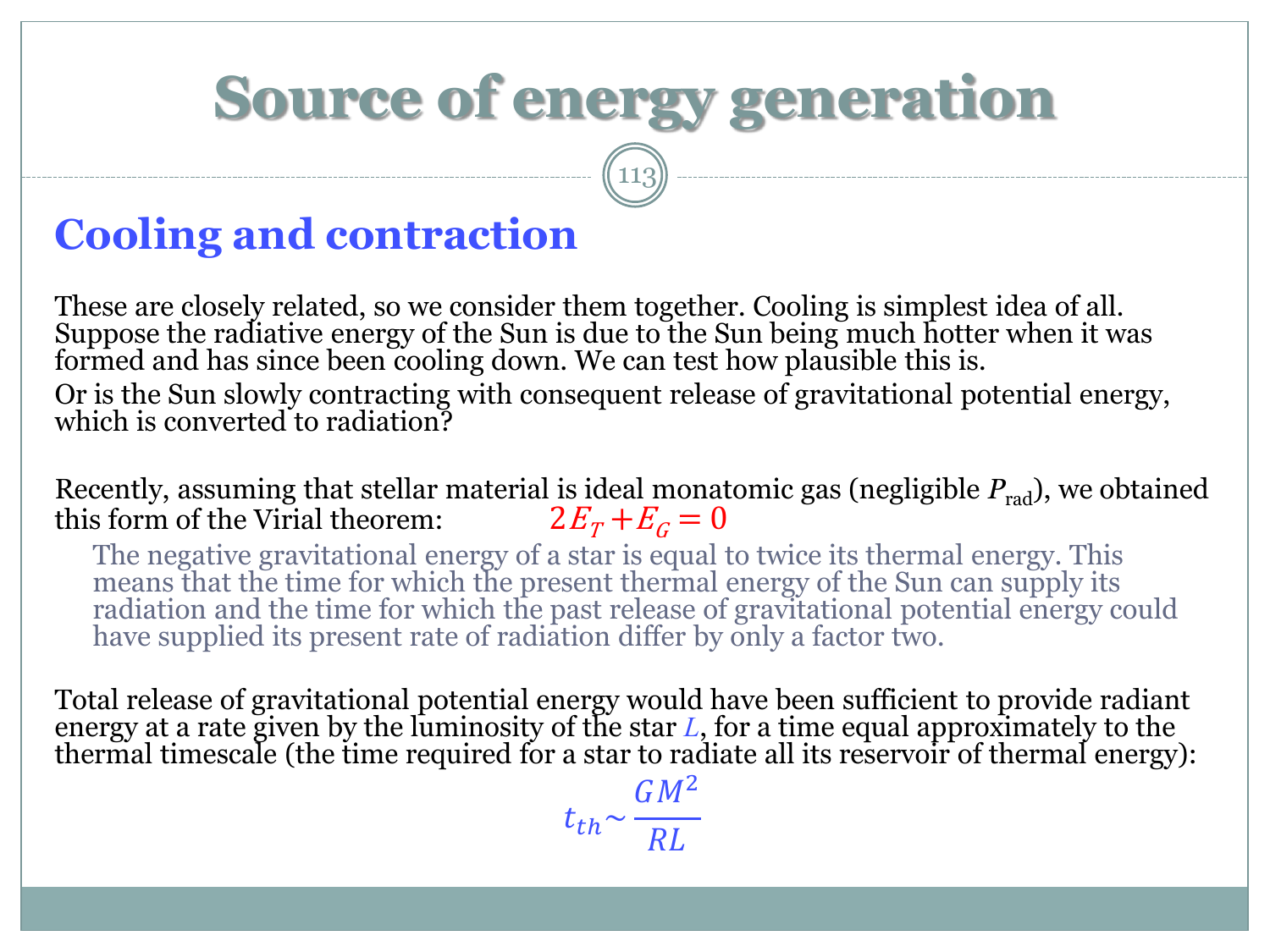# Source of energy generation

## Cooling and contraction

These are closely related, so we consider them together. Cooling is simplest idea of all. Suppose the radiative energy of the Sun is due to the Sun being much hotter when it was formed and has since been cooling down. We can test how plausible this is.

Or is the Sun slowly contracting with consequent release of gravitational potential energy, which is converted to radiation?

Recently, assuming that stellar material is ideal monatomic gas (negligible $P_{\rm rad}$), we obtained this form of the Virial theorem: $2E_T + E_G = 0$

> The negative gravitational energy of a star is equal to twice its thermal energy. This means that the time for which the present thermal energy of the Sun can supply its radiation and the time for which the past release of gravitational potential energy could have supplied its present rate of radiation differ by only a factor two.

Total release of gravitational potential energy would have been sufficient to provide radiant energy at a rate given by the luminosity of the star $L$, for a time equal approximately to the thermal timescale (the time required for a star to radiate all its reservoir of thermal energy):

$$t_{th} \sim \frac{GM^2}{RL}$$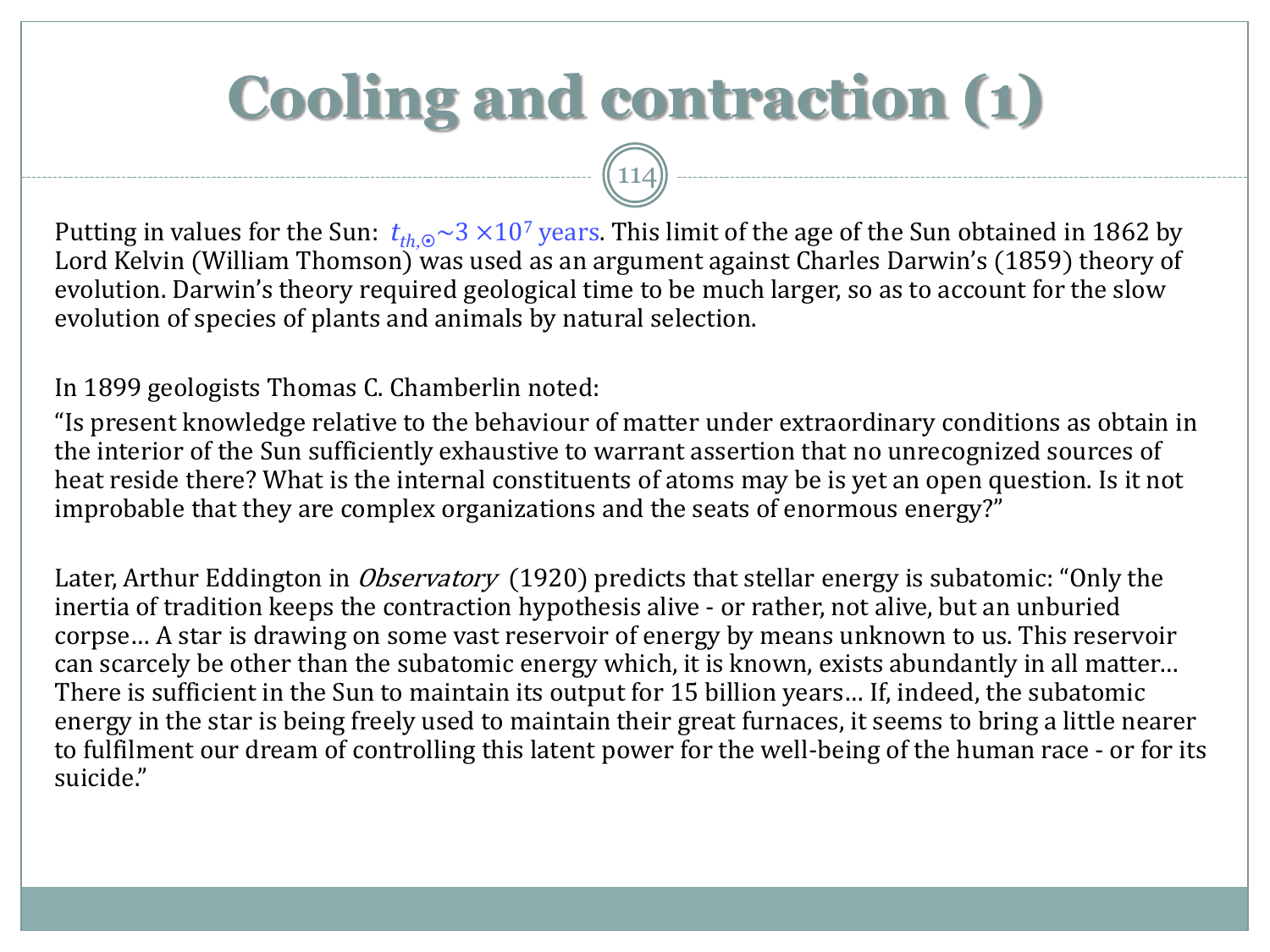# Cooling and contraction (1)

Putting in values for the Sun: $t_{th,\odot} \sim 3 \times 10^7$ years. This limit of the age of the Sun obtained in 1862 by Lord Kelvin (William Thomson) was used as an argument against Charles Darwin's (1859) theory of evolution. Darwin's theory required geological time to be much larger, so as to account for the slow evolution of species of plants and animals by natural selection.

In 1899 geologists Thomas C. Chamberlin noted:

"Is present knowledge relative to the behaviour of matter under extraordinary conditions as obtain in the interior of the Sun sufficiently exhaustive to warrant assertion that no unrecognized sources of heat reside there? What is the internal constituents of atoms may be is yet an open question. Is it not improbable that they are complex organizations and the seats of enormous energy?"

Later, Arthur Eddington in *Observatory* (1920) predicts that stellar energy is subatomic: "Only the inertia of tradition keeps the contraction hypothesis alive - or rather, not alive, but an unburied corpse… A star is drawing on some vast reservoir of energy by means unknown to us. This reservoir can scarcely be other than the subatomic energy which, it is known, exists abundantly in all matter… There is sufficient in the Sun to maintain its output for 15 billion years… If, indeed, the subatomic energy in the star is being freely used to maintain their great furnaces, it seems to bring a little nearer to fulfilment our dream of controlling this latent power for the well-being of the human race - or for its suicide."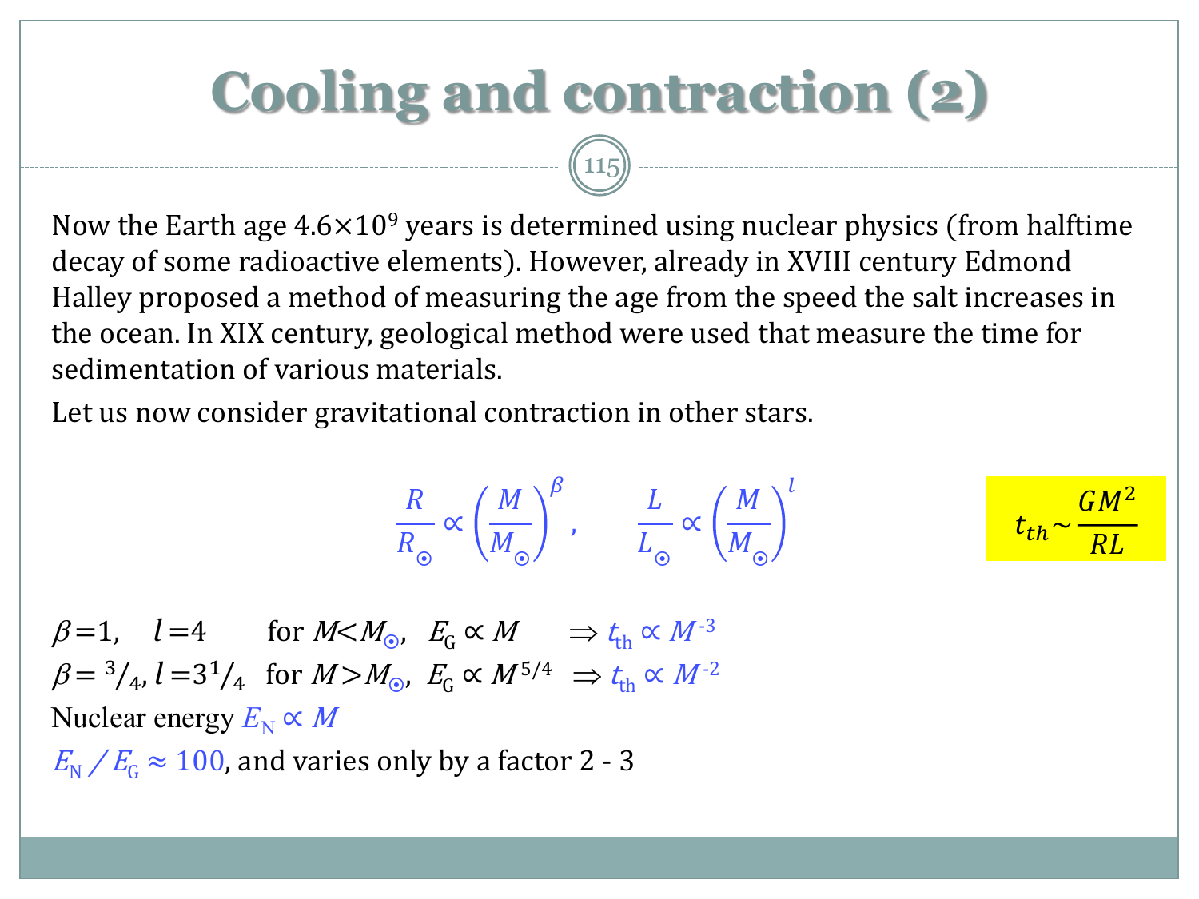# Cooling and contraction (2)

Now the Earth age $4.6\times10^9$ years is determined using nuclear physics (from halftime decay of some radioactive elements). However, already in XVIII century Edmond Halley proposed a method of measuring the age from the speed the salt increases in the ocean. In XIX century, geological method were used that measure the time for sedimentation of various materials.

Let us now consider gravitational contraction in other stars.

$$\frac{R}{R_\odot} \propto \left(\frac{M}{M_\odot}\right)^\beta, \qquad \frac{L}{L_\odot} \propto \left(\frac{M}{M_\odot}\right)^l$$

$$t_{th} \sim \frac{GM^2}{RL}$$

$\beta = 1, \quad l = 4 \quad$ for $M < M_\odot$, $\; E_G \propto M \quad \Rightarrow t_{th} \propto M^{-3}$

$\beta = {}^3/_4, \; l = 3{}^1/_4 \quad$ for $M > M_\odot$, $\; E_G \propto M^{5/4} \quad \Rightarrow t_{th} \propto M^{-2}$

Nuclear energy $E_N \propto M$

$E_N / E_G \approx 100$, and varies only by a factor 2 - 3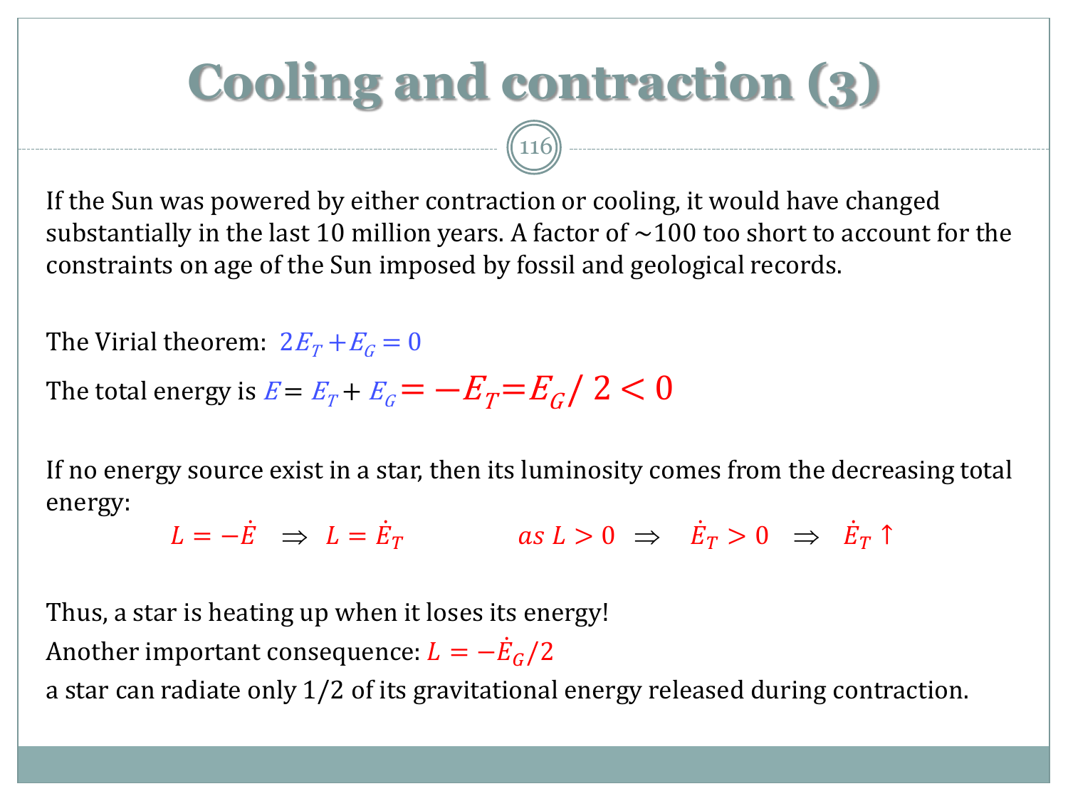# Cooling and contraction (3)

If the Sun was powered by either contraction or cooling, it would have changed substantially in the last 10 million years. A factor of ~100 too short to account for the constraints on age of the Sun imposed by fossil and geological records.

The Virial theorem: $2E_T + E_G = 0$

The total energy is $E = E_T + E_G = -E_T = E_G/2 < 0$

If no energy source exist in a star, then its luminosity comes from the decreasing total energy:

$$L = -\dot{E} \;\Rightarrow\; L = \dot{E}_T \qquad as\ L > 0 \;\Rightarrow\; \dot{E}_T > 0 \;\Rightarrow\; \dot{E}_T \uparrow$$

Thus, a star is heating up when it loses its energy!

Another important consequence: $L = -\dot{E}_G/2$

a star can radiate only 1/2 of its gravitational energy released during contraction.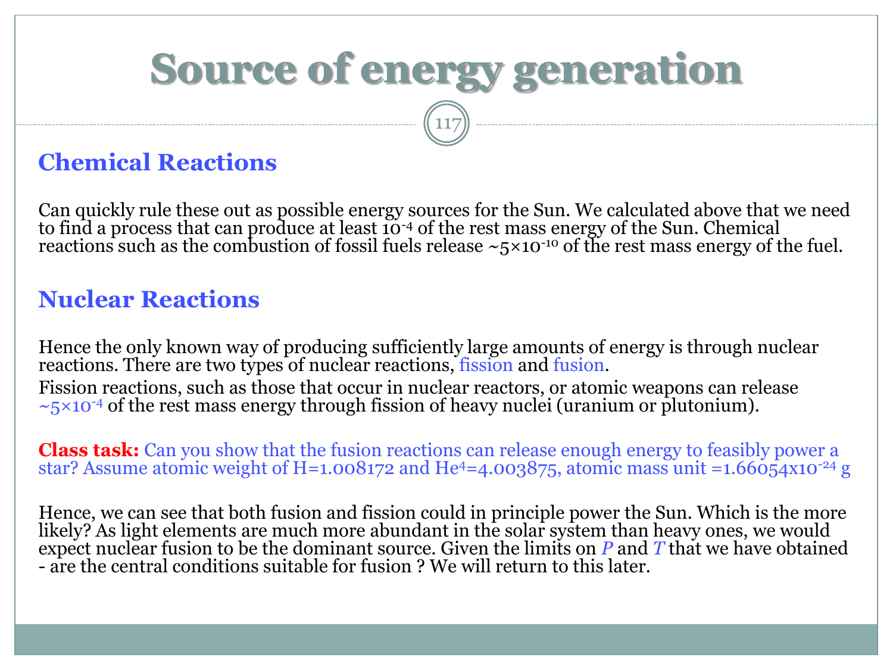# Source of energy generation

## Chemical Reactions

Can quickly rule these out as possible energy sources for the Sun. We calculated above that we need to find a process that can produce at least $10^{-4}$ of the rest mass energy of the Sun. Chemical reactions such as the combustion of fossil fuels release ~$5\times10^{-10}$ of the rest mass energy of the fuel.

## Nuclear Reactions

Hence the only known way of producing sufficiently large amounts of energy is through nuclear reactions. There are two types of nuclear reactions, fission and fusion.
Fission reactions, such as those that occur in nuclear reactors, or atomic weapons can release ~$5\times10^{-4}$ of the rest mass energy through fission of heavy nuclei (uranium or plutonium).

**Class task:** Can you show that the fusion reactions can release enough energy to feasibly power a star? Assume atomic weight of H=1.008172 and $He^4$=4.003875, atomic mass unit =$1.66054\text{x}10^{-24}$ g

Hence, we can see that both fusion and fission could in principle power the Sun. Which is the more likely? As light elements are much more abundant in the solar system than heavy ones, we would expect nuclear fusion to be the dominant source. Given the limits on $P$ and $T$ that we have obtained - are the central conditions suitable for fusion ? We will return to this later.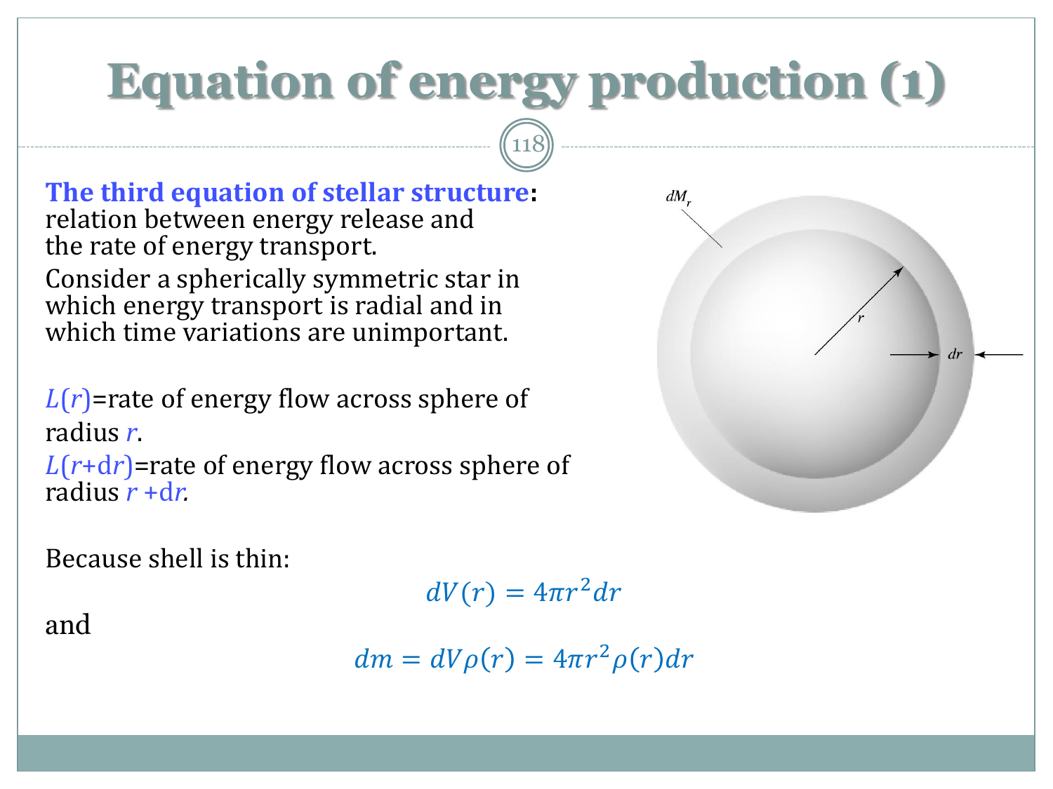# Equation of energy production (1)

**The third equation of stellar structure**: relation between energy release and the rate of energy transport.

Consider a spherically symmetric star in which energy transport is radial and in which time variations are unimportant.

$L(r)$=rate of energy flow across sphere of radius $r$.

$L(r+\mathrm{d}r)$=rate of energy flow across sphere of radius $r + \mathrm{d}r$.

Because shell is thin:

$$dV(r) = 4\pi r^2 dr$$

and

$$dm = dV\rho(r) = 4\pi r^2 \rho(r) dr$$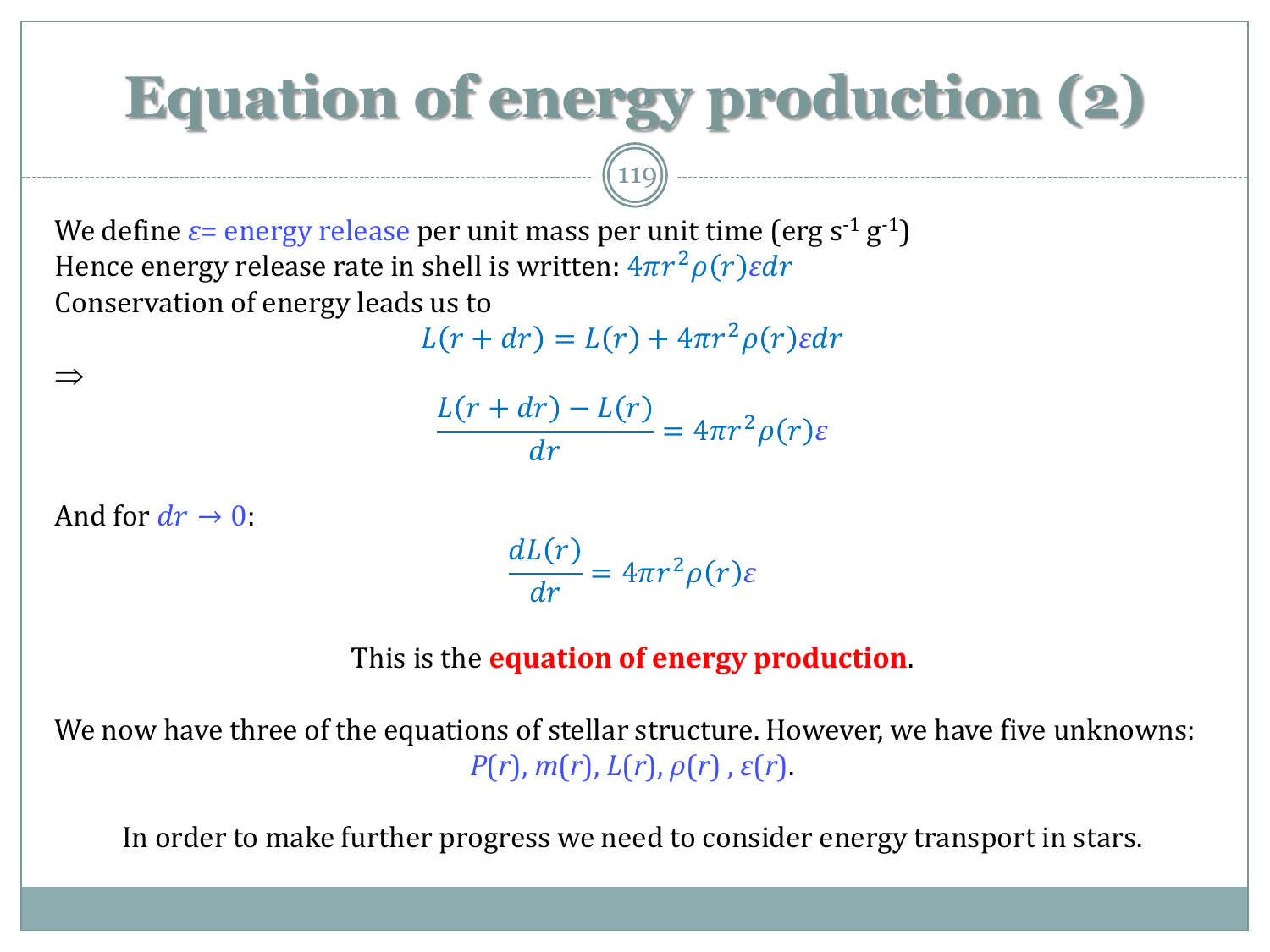# Equation of energy production (2)

We define $\varepsilon$= energy release per unit mass per unit time (erg $s^{-1}$ $g^{-1}$)
Hence energy release rate in shell is written: $4\pi r^2 \rho(r) \varepsilon dr$
Conservation of energy leads us to

$$L(r + dr) = L(r) + 4\pi r^2 \rho(r) \varepsilon dr$$

$\Rightarrow$

$$\frac{L(r + dr) - L(r)}{dr} = 4\pi r^2 \rho(r) \varepsilon$$

And for $dr \to 0$:

$$\frac{dL(r)}{dr} = 4\pi r^2 \rho(r) \varepsilon$$

This is the **equation of energy production**.

We now have three of the equations of stellar structure. However, we have five unknowns: $P(r)$, $m(r)$, $L(r)$, $\rho(r)$ , $\varepsilon(r)$.

In order to make further progress we need to consider energy transport in stars.